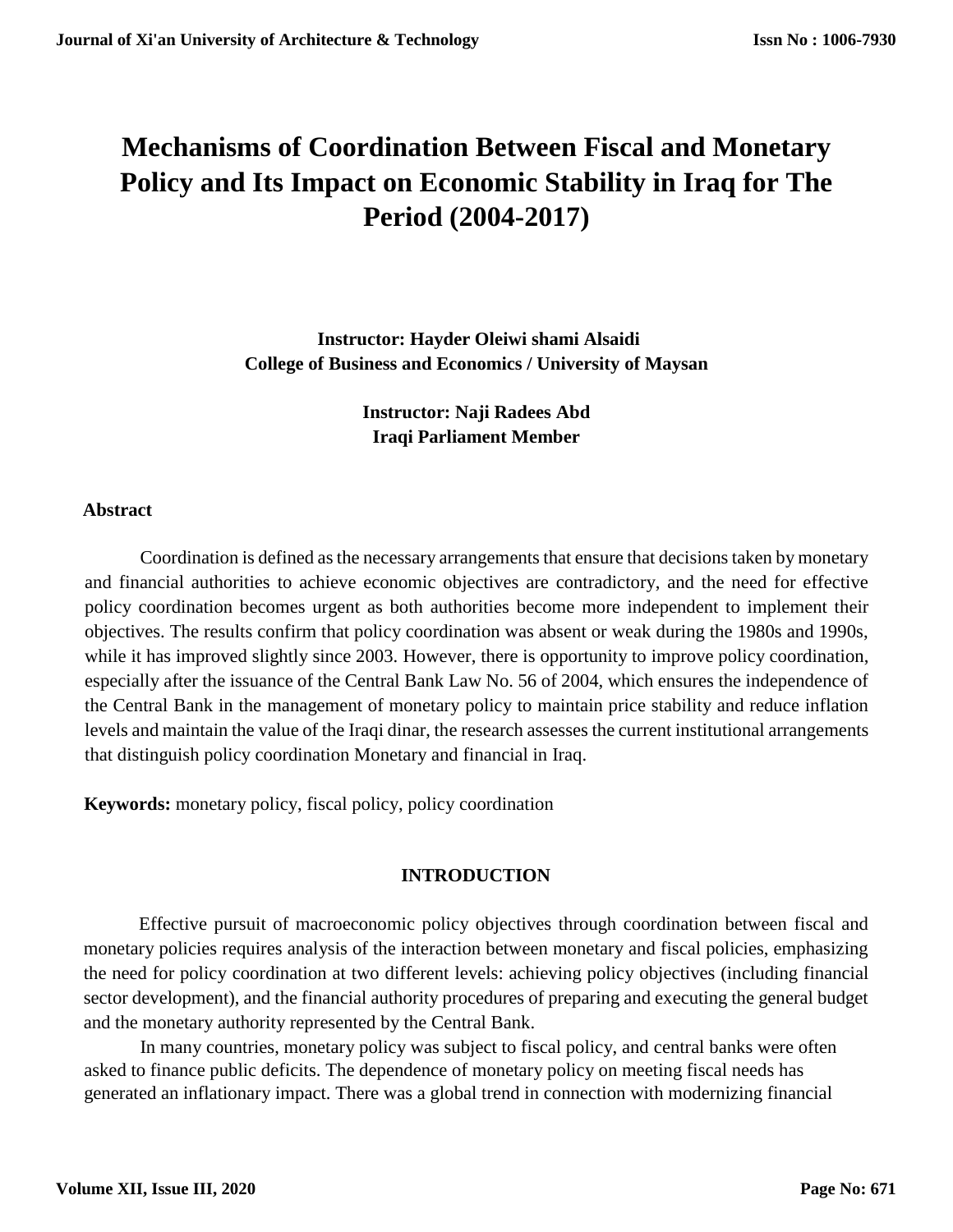// Not applicable — transcription only

# Mechanisms of Coordination Between Fiscal and Monetary Policy and Its Impact on Economic Stability in Iraq for The Period (2004-2017)

**Instructor: Hayder Oleiwi shami Alsaidi**
**College of Business and Economics / University of Maysan**

**Instructor: Naji Radees Abd**
**Iraqi Parliament Member**

## Abstract

Coordination is defined as the necessary arrangements that ensure that decisions taken by monetary and financial authorities to achieve economic objectives are contradictory, and the need for effective policy coordination becomes urgent as both authorities become more independent to implement their objectives. The results confirm that policy coordination was absent or weak during the 1980s and 1990s, while it has improved slightly since 2003. However, there is opportunity to improve policy coordination, especially after the issuance of the Central Bank Law No. 56 of 2004, which ensures the independence of the Central Bank in the management of monetary policy to maintain price stability and reduce inflation levels and maintain the value of the Iraqi dinar, the research assesses the current institutional arrangements that distinguish policy coordination Monetary and financial in Iraq.

**Keywords:** monetary policy, fiscal policy, policy coordination

## INTRODUCTION

Effective pursuit of macroeconomic policy objectives through coordination between fiscal and monetary policies requires analysis of the interaction between monetary and fiscal policies, emphasizing the need for policy coordination at two different levels: achieving policy objectives (including financial sector development), and the financial authority procedures of preparing and executing the general budget and the monetary authority represented by the Central Bank.

In many countries, monetary policy was subject to fiscal policy, and central banks were often asked to finance public deficits. The dependence of monetary policy on meeting fiscal needs has generated an inflationary impact. There was a global trend in connection with modernizing financial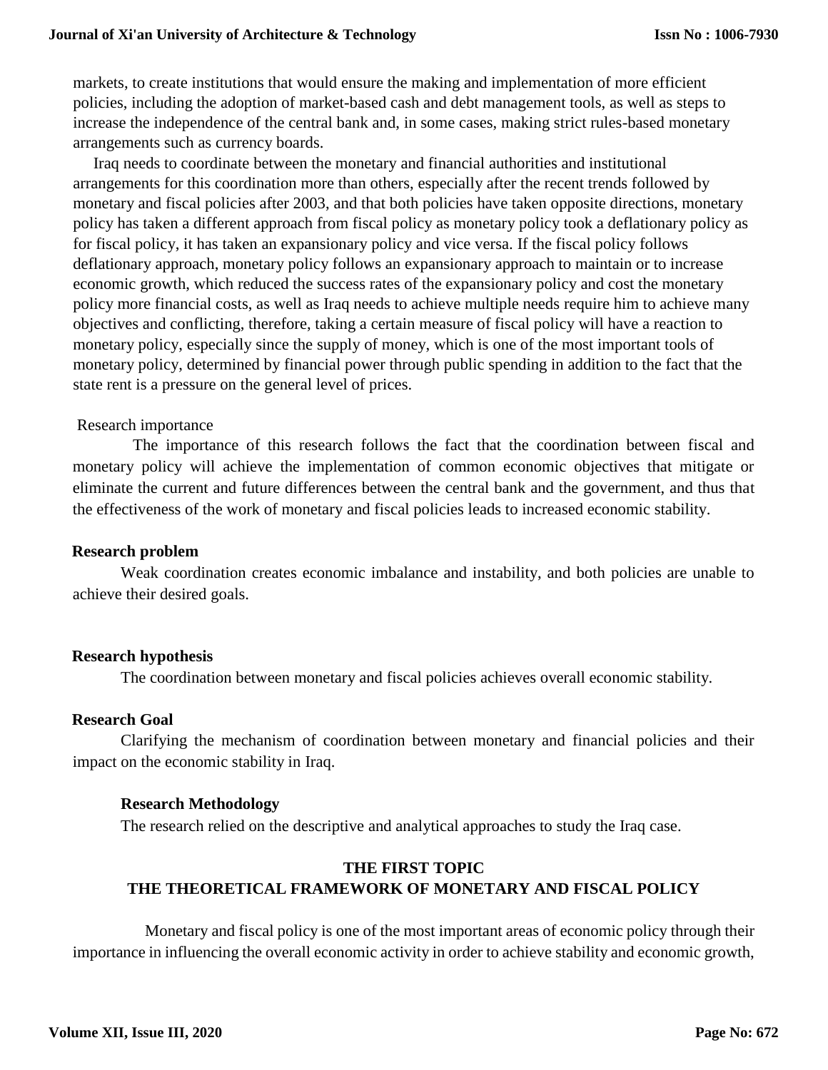markets, to create institutions that would ensure the making and implementation of more efficient policies, including the adoption of market-based cash and debt management tools, as well as steps to increase the independence of the central bank and, in some cases, making strict rules-based monetary arrangements such as currency boards.

Iraq needs to coordinate between the monetary and financial authorities and institutional arrangements for this coordination more than others, especially after the recent trends followed by monetary and fiscal policies after 2003, and that both policies have taken opposite directions, monetary policy has taken a different approach from fiscal policy as monetary policy took a deflationary policy as for fiscal policy, it has taken an expansionary policy and vice versa. If the fiscal policy follows deflationary approach, monetary policy follows an expansionary approach to maintain or to increase economic growth, which reduced the success rates of the expansionary policy and cost the monetary policy more financial costs, as well as Iraq needs to achieve multiple needs require him to achieve many objectives and conflicting, therefore, taking a certain measure of fiscal policy will have a reaction to monetary policy, especially since the supply of money, which is one of the most important tools of monetary policy, determined by financial power through public spending in addition to the fact that the state rent is a pressure on the general level of prices.

Research importance

The importance of this research follows the fact that the coordination between fiscal and monetary policy will achieve the implementation of common economic objectives that mitigate or eliminate the current and future differences between the central bank and the government, and thus that the effectiveness of the work of monetary and fiscal policies leads to increased economic stability.

**Research problem**

Weak coordination creates economic imbalance and instability, and both policies are unable to achieve their desired goals.

**Research hypothesis**

The coordination between monetary and fiscal policies achieves overall economic stability.

**Research Goal**

Clarifying the mechanism of coordination between monetary and financial policies and their impact on the economic stability in Iraq.

**Research Methodology**

The research relied on the descriptive and analytical approaches to study the Iraq case.

## THE FIRST TOPIC
## THE THEORETICAL FRAMEWORK OF MONETARY AND FISCAL POLICY

Monetary and fiscal policy is one of the most important areas of economic policy through their importance in influencing the overall economic activity in order to achieve stability and economic growth,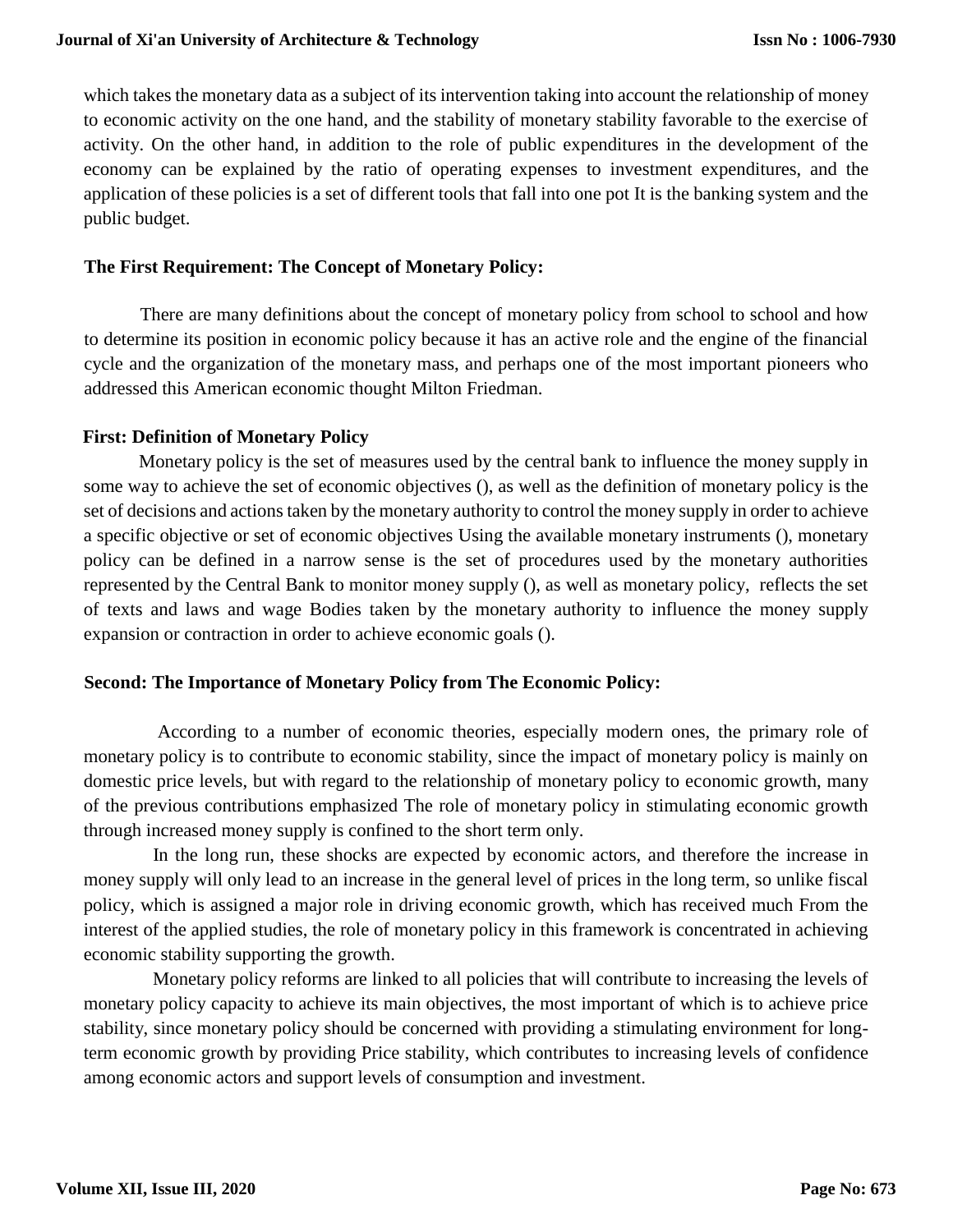which takes the monetary data as a subject of its intervention taking into account the relationship of money to economic activity on the one hand, and the stability of monetary stability favorable to the exercise of activity. On the other hand, in addition to the role of public expenditures in the development of the economy can be explained by the ratio of operating expenses to investment expenditures, and the application of these policies is a set of different tools that fall into one pot It is the banking system and the public budget.

## The First Requirement: The Concept of Monetary Policy:

There are many definitions about the concept of monetary policy from school to school and how to determine its position in economic policy because it has an active role and the engine of the financial cycle and the organization of the monetary mass, and perhaps one of the most important pioneers who addressed this American economic thought Milton Friedman.

### First: Definition of Monetary Policy

Monetary policy is the set of measures used by the central bank to influence the money supply in some way to achieve the set of economic objectives (), as well as the definition of monetary policy is the set of decisions and actions taken by the monetary authority to control the money supply in order to achieve a specific objective or set of economic objectives Using the available monetary instruments (), monetary policy can be defined in a narrow sense is the set of procedures used by the monetary authorities represented by the Central Bank to monitor money supply (), as well as monetary policy, reflects the set of texts and laws and wage Bodies taken by the monetary authority to influence the money supply expansion or contraction in order to achieve economic goals ().

### Second: The Importance of Monetary Policy from The Economic Policy:

According to a number of economic theories, especially modern ones, the primary role of monetary policy is to contribute to economic stability, since the impact of monetary policy is mainly on domestic price levels, but with regard to the relationship of monetary policy to economic growth, many of the previous contributions emphasized The role of monetary policy in stimulating economic growth through increased money supply is confined to the short term only.

In the long run, these shocks are expected by economic actors, and therefore the increase in money supply will only lead to an increase in the general level of prices in the long term, so unlike fiscal policy, which is assigned a major role in driving economic growth, which has received much From the interest of the applied studies, the role of monetary policy in this framework is concentrated in achieving economic stability supporting the growth.

Monetary policy reforms are linked to all policies that will contribute to increasing the levels of monetary policy capacity to achieve its main objectives, the most important of which is to achieve price stability, since monetary policy should be concerned with providing a stimulating environment for long-term economic growth by providing Price stability, which contributes to increasing levels of confidence among economic actors and support levels of consumption and investment.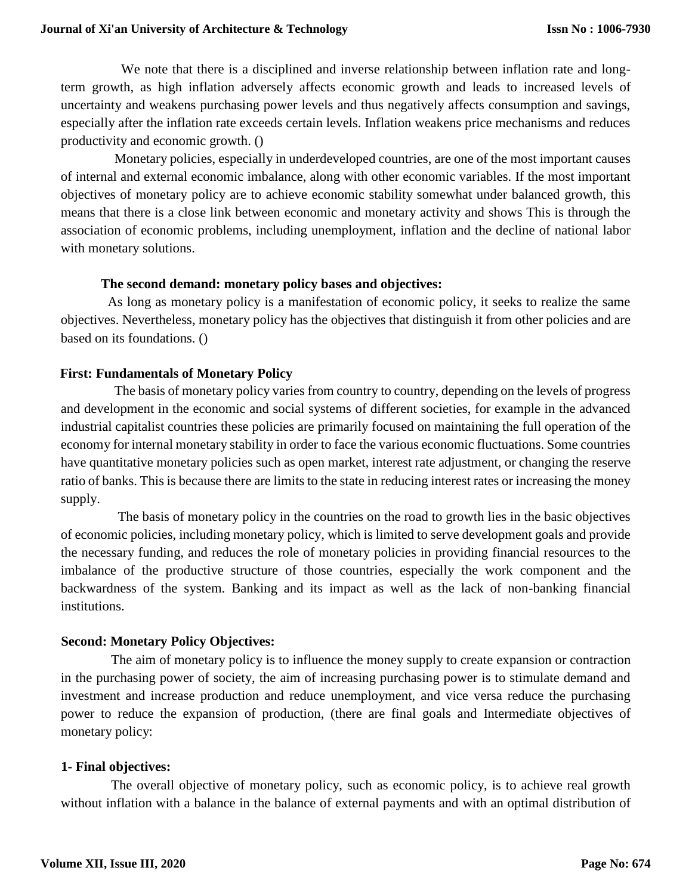We note that there is a disciplined and inverse relationship between inflation rate and long-term growth, as high inflation adversely affects economic growth and leads to increased levels of uncertainty and weakens purchasing power levels and thus negatively affects consumption and savings, especially after the inflation rate exceeds certain levels. Inflation weakens price mechanisms and reduces productivity and economic growth. ()

Monetary policies, especially in underdeveloped countries, are one of the most important causes of internal and external economic imbalance, along with other economic variables. If the most important objectives of monetary policy are to achieve economic stability somewhat under balanced growth, this means that there is a close link between economic and monetary activity and shows This is through the association of economic problems, including unemployment, inflation and the decline of national labor with monetary solutions.

### The second demand: monetary policy bases and objectives:

As long as monetary policy is a manifestation of economic policy, it seeks to realize the same objectives. Nevertheless, monetary policy has the objectives that distinguish it from other policies and are based on its foundations. ()

#### First: Fundamentals of Monetary Policy

The basis of monetary policy varies from country to country, depending on the levels of progress and development in the economic and social systems of different societies, for example in the advanced industrial capitalist countries these policies are primarily focused on maintaining the full operation of the economy for internal monetary stability in order to face the various economic fluctuations. Some countries have quantitative monetary policies such as open market, interest rate adjustment, or changing the reserve ratio of banks. This is because there are limits to the state in reducing interest rates or increasing the money supply.

The basis of monetary policy in the countries on the road to growth lies in the basic objectives of economic policies, including monetary policy, which is limited to serve development goals and provide the necessary funding, and reduces the role of monetary policies in providing financial resources to the imbalance of the productive structure of those countries, especially the work component and the backwardness of the system. Banking and its impact as well as the lack of non-banking financial institutions.

#### Second: Monetary Policy Objectives:

The aim of monetary policy is to influence the money supply to create expansion or contraction in the purchasing power of society, the aim of increasing purchasing power is to stimulate demand and investment and increase production and reduce unemployment, and vice versa reduce the purchasing power to reduce the expansion of production, (there are final goals and Intermediate objectives of monetary policy:

#### 1- Final objectives:

The overall objective of monetary policy, such as economic policy, is to achieve real growth without inflation with a balance in the balance of external payments and with an optimal distribution of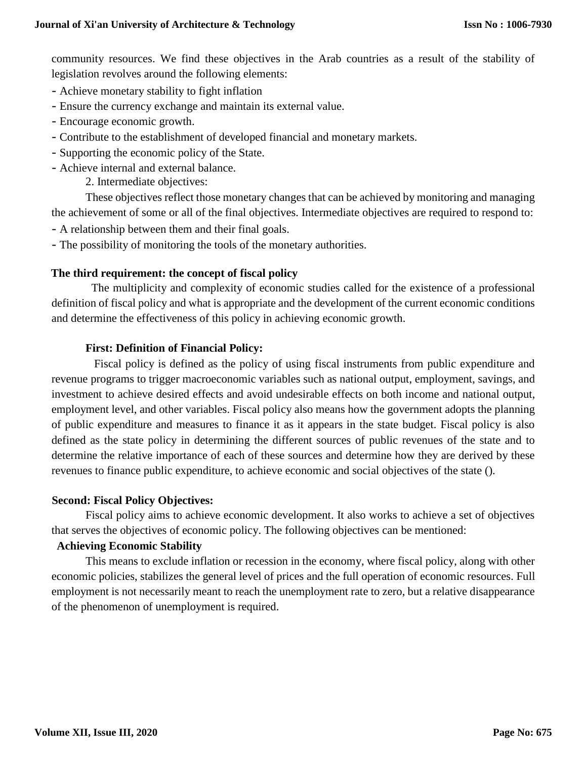community resources. We find these objectives in the Arab countries as a result of the stability of legislation revolves around the following elements:

- Achieve monetary stability to fight inflation
- Ensure the currency exchange and maintain its external value.
- Encourage economic growth.
- Contribute to the establishment of developed financial and monetary markets.
- Supporting the economic policy of the State.
- Achieve internal and external balance.

2. Intermediate objectives:

These objectives reflect those monetary changes that can be achieved by monitoring and managing the achievement of some or all of the final objectives. Intermediate objectives are required to respond to:

- A relationship between them and their final goals.
- The possibility of monitoring the tools of the monetary authorities.

### The third requirement: the concept of fiscal policy

The multiplicity and complexity of economic studies called for the existence of a professional definition of fiscal policy and what is appropriate and the development of the current economic conditions and determine the effectiveness of this policy in achieving economic growth.

#### First: Definition of Financial Policy:

Fiscal policy is defined as the policy of using fiscal instruments from public expenditure and revenue programs to trigger macroeconomic variables such as national output, employment, savings, and investment to achieve desired effects and avoid undesirable effects on both income and national output, employment level, and other variables. Fiscal policy also means how the government adopts the planning of public expenditure and measures to finance it as it appears in the state budget. Fiscal policy is also defined as the state policy in determining the different sources of public revenues of the state and to determine the relative importance of each of these sources and determine how they are derived by these revenues to finance public expenditure, to achieve economic and social objectives of the state ().

#### Second: Fiscal Policy Objectives:

Fiscal policy aims to achieve economic development. It also works to achieve a set of objectives that serves the objectives of economic policy. The following objectives can be mentioned:

**Achieving Economic Stability**

This means to exclude inflation or recession in the economy, where fiscal policy, along with other economic policies, stabilizes the general level of prices and the full operation of economic resources. Full employment is not necessarily meant to reach the unemployment rate to zero, but a relative disappearance of the phenomenon of unemployment is required.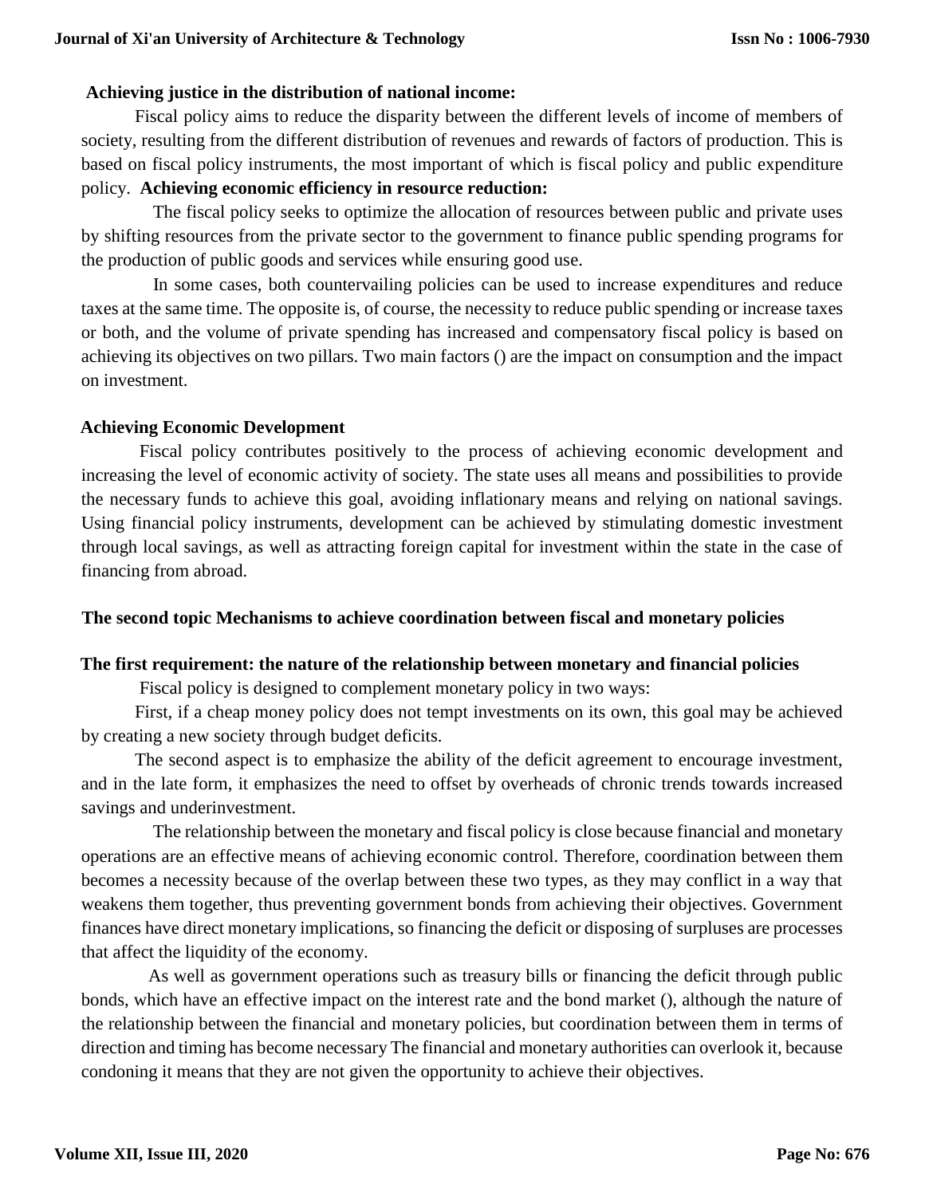**Achieving justice in the distribution of national income:**

Fiscal policy aims to reduce the disparity between the different levels of income of members of society, resulting from the different distribution of revenues and rewards of factors of production. This is based on fiscal policy instruments, the most important of which is fiscal policy and public expenditure policy. **Achieving economic efficiency in resource reduction:**

The fiscal policy seeks to optimize the allocation of resources between public and private uses by shifting resources from the private sector to the government to finance public spending programs for the production of public goods and services while ensuring good use.

In some cases, both countervailing policies can be used to increase expenditures and reduce taxes at the same time. The opposite is, of course, the necessity to reduce public spending or increase taxes or both, and the volume of private spending has increased and compensatory fiscal policy is based on achieving its objectives on two pillars. Two main factors () are the impact on consumption and the impact on investment.

**Achieving Economic Development**

Fiscal policy contributes positively to the process of achieving economic development and increasing the level of economic activity of society. The state uses all means and possibilities to provide the necessary funds to achieve this goal, avoiding inflationary means and relying on national savings. Using financial policy instruments, development can be achieved by stimulating domestic investment through local savings, as well as attracting foreign capital for investment within the state in the case of financing from abroad.

## The second topic Mechanisms to achieve coordination between fiscal and monetary policies

### The first requirement: the nature of the relationship between monetary and financial policies

Fiscal policy is designed to complement monetary policy in two ways:

First, if a cheap money policy does not tempt investments on its own, this goal may be achieved by creating a new society through budget deficits.

The second aspect is to emphasize the ability of the deficit agreement to encourage investment, and in the late form, it emphasizes the need to offset by overheads of chronic trends towards increased savings and underinvestment.

The relationship between the monetary and fiscal policy is close because financial and monetary operations are an effective means of achieving economic control. Therefore, coordination between them becomes a necessity because of the overlap between these two types, as they may conflict in a way that weakens them together, thus preventing government bonds from achieving their objectives. Government finances have direct monetary implications, so financing the deficit or disposing of surpluses are processes that affect the liquidity of the economy.

As well as government operations such as treasury bills or financing the deficit through public bonds, which have an effective impact on the interest rate and the bond market (), although the nature of the relationship between the financial and monetary policies, but coordination between them in terms of direction and timing has become necessary The financial and monetary authorities can overlook it, because condoning it means that they are not given the opportunity to achieve their objectives.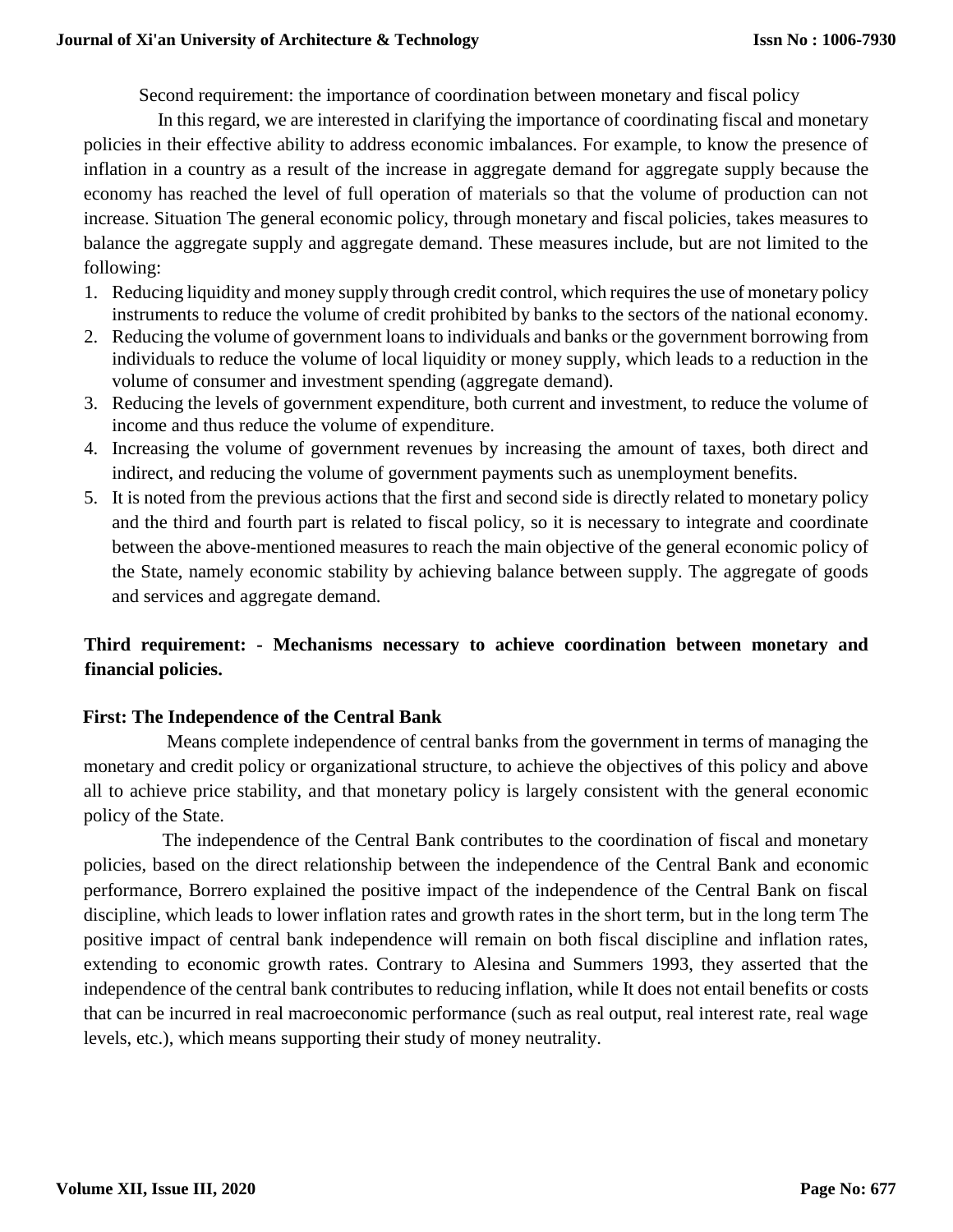Second requirement: the importance of coordination between monetary and fiscal policy

In this regard, we are interested in clarifying the importance of coordinating fiscal and monetary policies in their effective ability to address economic imbalances. For example, to know the presence of inflation in a country as a result of the increase in aggregate demand for aggregate supply because the economy has reached the level of full operation of materials so that the volume of production can not increase. Situation The general economic policy, through monetary and fiscal policies, takes measures to balance the aggregate supply and aggregate demand. These measures include, but are not limited to the following:

1. Reducing liquidity and money supply through credit control, which requires the use of monetary policy instruments to reduce the volume of credit prohibited by banks to the sectors of the national economy.
2. Reducing the volume of government loans to individuals and banks or the government borrowing from individuals to reduce the volume of local liquidity or money supply, which leads to a reduction in the volume of consumer and investment spending (aggregate demand).
3. Reducing the levels of government expenditure, both current and investment, to reduce the volume of income and thus reduce the volume of expenditure.
4. Increasing the volume of government revenues by increasing the amount of taxes, both direct and indirect, and reducing the volume of government payments such as unemployment benefits.
5. It is noted from the previous actions that the first and second side is directly related to monetary policy and the third and fourth part is related to fiscal policy, so it is necessary to integrate and coordinate between the above-mentioned measures to reach the main objective of the general economic policy of the State, namely economic stability by achieving balance between supply. The aggregate of goods and services and aggregate demand.

## Third requirement: - Mechanisms necessary to achieve coordination between monetary and financial policies.

### First: The Independence of the Central Bank

Means complete independence of central banks from the government in terms of managing the monetary and credit policy or organizational structure, to achieve the objectives of this policy and above all to achieve price stability, and that monetary policy is largely consistent with the general economic policy of the State.

The independence of the Central Bank contributes to the coordination of fiscal and monetary policies, based on the direct relationship between the independence of the Central Bank and economic performance, Borrero explained the positive impact of the independence of the Central Bank on fiscal discipline, which leads to lower inflation rates and growth rates in the short term, but in the long term The positive impact of central bank independence will remain on both fiscal discipline and inflation rates, extending to economic growth rates. Contrary to Alesina and Summers 1993, they asserted that the independence of the central bank contributes to reducing inflation, while It does not entail benefits or costs that can be incurred in real macroeconomic performance (such as real output, real interest rate, real wage levels, etc.), which means supporting their study of money neutrality.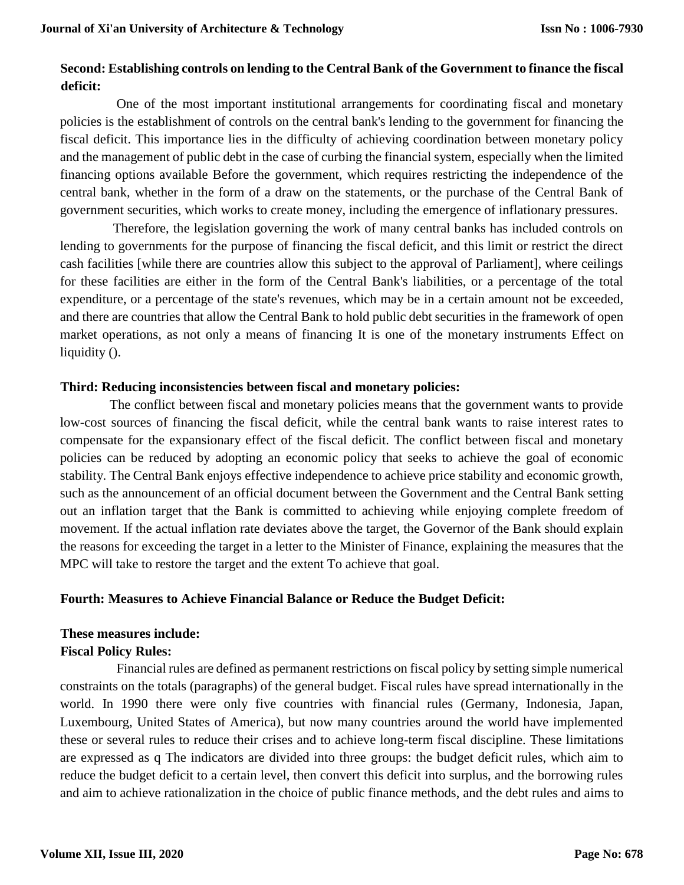**Second: Establishing controls on lending to the Central Bank of the Government to finance the fiscal deficit:**

One of the most important institutional arrangements for coordinating fiscal and monetary policies is the establishment of controls on the central bank's lending to the government for financing the fiscal deficit. This importance lies in the difficulty of achieving coordination between monetary policy and the management of public debt in the case of curbing the financial system, especially when the limited financing options available Before the government, which requires restricting the independence of the central bank, whether in the form of a draw on the statements, or the purchase of the Central Bank of government securities, which works to create money, including the emergence of inflationary pressures.

Therefore, the legislation governing the work of many central banks has included controls on lending to governments for the purpose of financing the fiscal deficit, and this limit or restrict the direct cash facilities [while there are countries allow this subject to the approval of Parliament], where ceilings for these facilities are either in the form of the Central Bank's liabilities, or a percentage of the total expenditure, or a percentage of the state's revenues, which may be in a certain amount not be exceeded, and there are countries that allow the Central Bank to hold public debt securities in the framework of open market operations, as not only a means of financing It is one of the monetary instruments Effect on liquidity ().

**Third: Reducing inconsistencies between fiscal and monetary policies:**

The conflict between fiscal and monetary policies means that the government wants to provide low-cost sources of financing the fiscal deficit, while the central bank wants to raise interest rates to compensate for the expansionary effect of the fiscal deficit. The conflict between fiscal and monetary policies can be reduced by adopting an economic policy that seeks to achieve the goal of economic stability. The Central Bank enjoys effective independence to achieve price stability and economic growth, such as the announcement of an official document between the Government and the Central Bank setting out an inflation target that the Bank is committed to achieving while enjoying complete freedom of movement. If the actual inflation rate deviates above the target, the Governor of the Bank should explain the reasons for exceeding the target in a letter to the Minister of Finance, explaining the measures that the MPC will take to restore the target and the extent To achieve that goal.

**Fourth: Measures to Achieve Financial Balance or Reduce the Budget Deficit:**

**These measures include:**

**Fiscal Policy Rules:**

Financial rules are defined as permanent restrictions on fiscal policy by setting simple numerical constraints on the totals (paragraphs) of the general budget. Fiscal rules have spread internationally in the world. In 1990 there were only five countries with financial rules (Germany, Indonesia, Japan, Luxembourg, United States of America), but now many countries around the world have implemented these or several rules to reduce their crises and to achieve long-term fiscal discipline. These limitations are expressed as q The indicators are divided into three groups: the budget deficit rules, which aim to reduce the budget deficit to a certain level, then convert this deficit into surplus, and the borrowing rules and aim to achieve rationalization in the choice of public finance methods, and the debt rules and aims to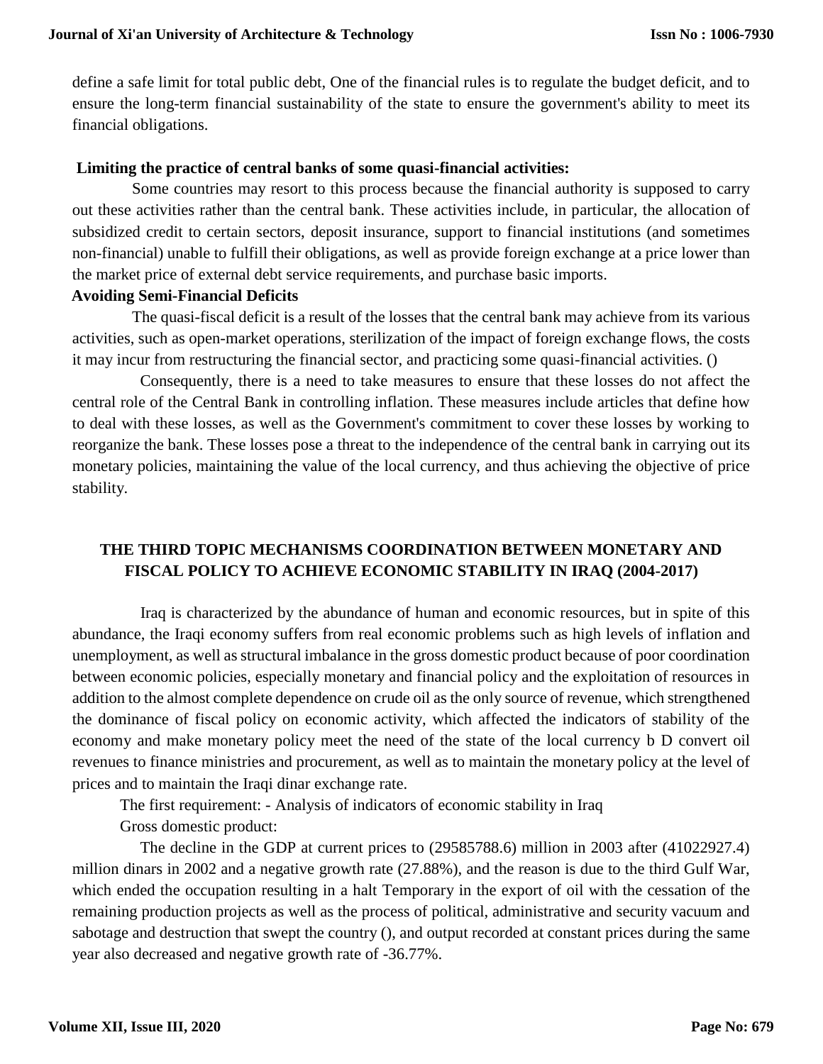define a safe limit for total public debt, One of the financial rules is to regulate the budget deficit, and to ensure the long-term financial sustainability of the state to ensure the government's ability to meet its financial obligations.

**Limiting the practice of central banks of some quasi-financial activities:**

Some countries may resort to this process because the financial authority is supposed to carry out these activities rather than the central bank. These activities include, in particular, the allocation of subsidized credit to certain sectors, deposit insurance, support to financial institutions (and sometimes non-financial) unable to fulfill their obligations, as well as provide foreign exchange at a price lower than the market price of external debt service requirements, and purchase basic imports.

**Avoiding Semi-Financial Deficits**

The quasi-fiscal deficit is a result of the losses that the central bank may achieve from its various activities, such as open-market operations, sterilization of the impact of foreign exchange flows, the costs it may incur from restructuring the financial sector, and practicing some quasi-financial activities. ()

Consequently, there is a need to take measures to ensure that these losses do not affect the central role of the Central Bank in controlling inflation. These measures include articles that define how to deal with these losses, as well as the Government's commitment to cover these losses by working to reorganize the bank. These losses pose a threat to the independence of the central bank in carrying out its monetary policies, maintaining the value of the local currency, and thus achieving the objective of price stability.

## THE THIRD TOPIC MECHANISMS COORDINATION BETWEEN MONETARY AND FISCAL POLICY TO ACHIEVE ECONOMIC STABILITY IN IRAQ (2004-2017)

Iraq is characterized by the abundance of human and economic resources, but in spite of this abundance, the Iraqi economy suffers from real economic problems such as high levels of inflation and unemployment, as well as structural imbalance in the gross domestic product because of poor coordination between economic policies, especially monetary and financial policy and the exploitation of resources in addition to the almost complete dependence on crude oil as the only source of revenue, which strengthened the dominance of fiscal policy on economic activity, which affected the indicators of stability of the economy and make monetary policy meet the need of the state of the local currency b D convert oil revenues to finance ministries and procurement, as well as to maintain the monetary policy at the level of prices and to maintain the Iraqi dinar exchange rate.

The first requirement: - Analysis of indicators of economic stability in Iraq

Gross domestic product:

The decline in the GDP at current prices to (29585788.6) million in 2003 after (41022927.4) million dinars in 2002 and a negative growth rate (27.88%), and the reason is due to the third Gulf War, which ended the occupation resulting in a halt Temporary in the export of oil with the cessation of the remaining production projects as well as the process of political, administrative and security vacuum and sabotage and destruction that swept the country (), and output recorded at constant prices during the same year also decreased and negative growth rate of -36.77%.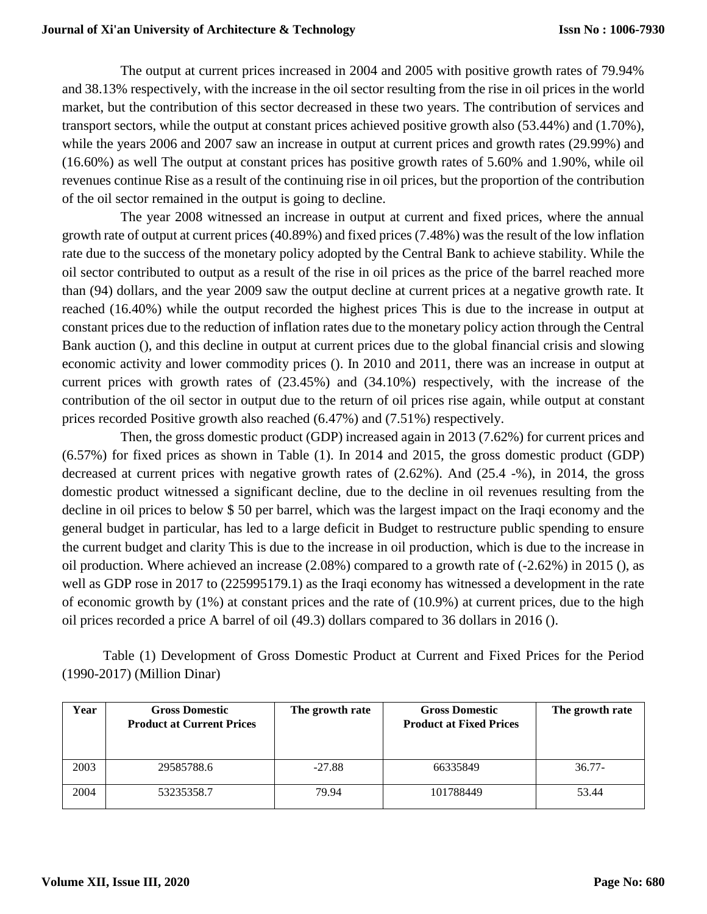The output at current prices increased in 2004 and 2005 with positive growth rates of 79.94% and 38.13% respectively, with the increase in the oil sector resulting from the rise in oil prices in the world market, but the contribution of this sector decreased in these two years. The contribution of services and transport sectors, while the output at constant prices achieved positive growth also (53.44%) and (1.70%), while the years 2006 and 2007 saw an increase in output at current prices and growth rates (29.99%) and (16.60%) as well The output at constant prices has positive growth rates of 5.60% and 1.90%, while oil revenues continue Rise as a result of the continuing rise in oil prices, but the proportion of the contribution of the oil sector remained in the output is going to decline.

The year 2008 witnessed an increase in output at current and fixed prices, where the annual growth rate of output at current prices (40.89%) and fixed prices (7.48%) was the result of the low inflation rate due to the success of the monetary policy adopted by the Central Bank to achieve stability. While the oil sector contributed to output as a result of the rise in oil prices as the price of the barrel reached more than (94) dollars, and the year 2009 saw the output decline at current prices at a negative growth rate. It reached (16.40%) while the output recorded the highest prices This is due to the increase in output at constant prices due to the reduction of inflation rates due to the monetary policy action through the Central Bank auction (), and this decline in output at current prices due to the global financial crisis and slowing economic activity and lower commodity prices (). In 2010 and 2011, there was an increase in output at current prices with growth rates of (23.45%) and (34.10%) respectively, with the increase of the contribution of the oil sector in output due to the return of oil prices rise again, while output at constant prices recorded Positive growth also reached (6.47%) and (7.51%) respectively.

Then, the gross domestic product (GDP) increased again in 2013 (7.62%) for current prices and (6.57%) for fixed prices as shown in Table (1). In 2014 and 2015, the gross domestic product (GDP) decreased at current prices with negative growth rates of (2.62%). And (25.4 -%), in 2014, the gross domestic product witnessed a significant decline, due to the decline in oil revenues resulting from the decline in oil prices to below $ 50 per barrel, which was the largest impact on the Iraqi economy and the general budget in particular, has led to a large deficit in Budget to restructure public spending to ensure the current budget and clarity This is due to the increase in oil production, which is due to the increase in oil production. Where achieved an increase (2.08%) compared to a growth rate of (-2.62%) in 2015 (), as well as GDP rose in 2017 to (225995179.1) as the Iraqi economy has witnessed a development in the rate of economic growth by (1%) at constant prices and the rate of (10.9%) at current prices, due to the high oil prices recorded a price A barrel of oil (49.3) dollars compared to 36 dollars in 2016 ().

Table (1) Development of Gross Domestic Product at Current and Fixed Prices for the Period (1990-2017) (Million Dinar)

| Year | Gross Domestic Product at Current Prices | The growth rate | Gross Domestic Product at Fixed Prices | The growth rate |
|---|---|---|---|---|
| 2003 | 29585788.6 | -27.88 | 66335849 | 36.77- |
| 2004 | 53235358.7 | 79.94 | 101788449 | 53.44 |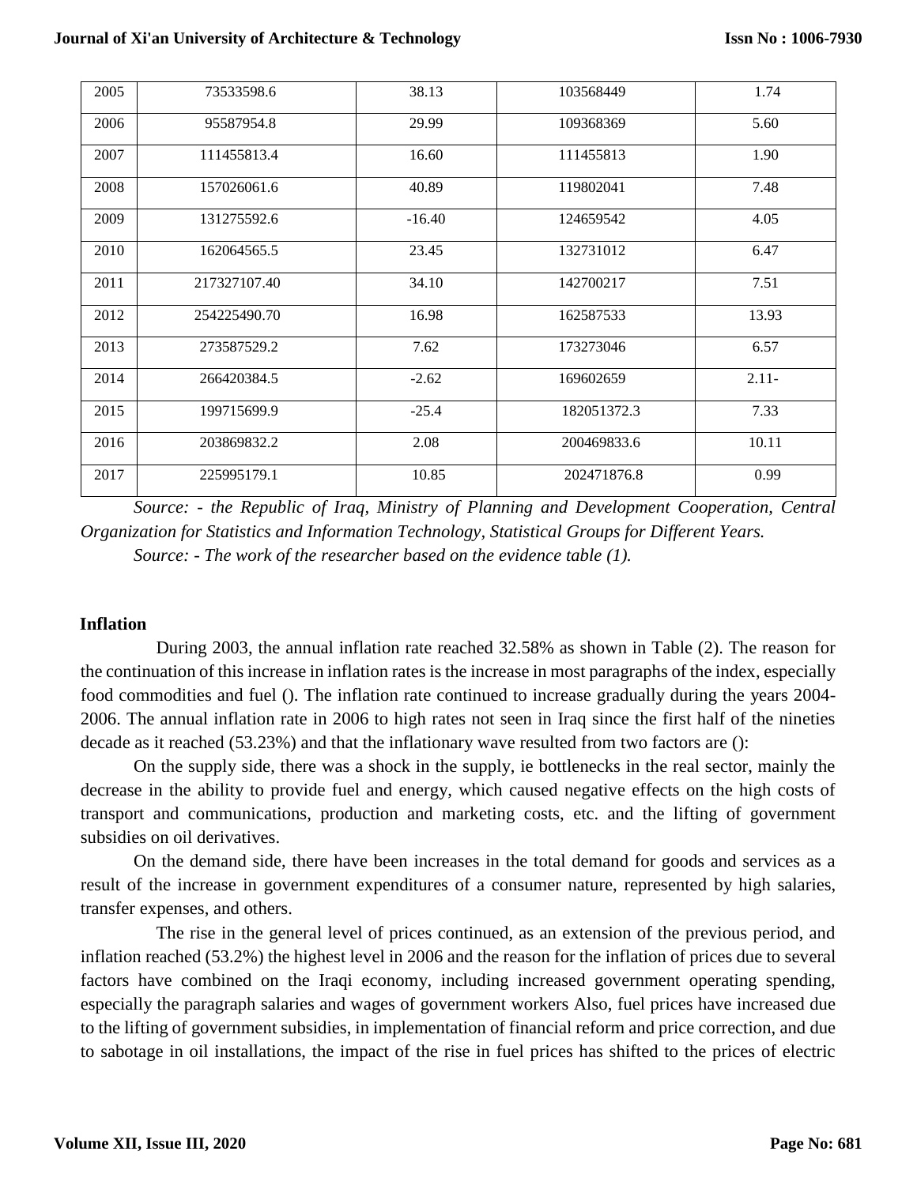| 2005 | 73533598.6 | 38.13 | 103568449 | 1.74 |
|---|---|---|---|---|
| 2006 | 95587954.8 | 29.99 | 109368369 | 5.60 |
| 2007 | 111455813.4 | 16.60 | 111455813 | 1.90 |
| 2008 | 157026061.6 | 40.89 | 119802041 | 7.48 |
| 2009 | 131275592.6 | -16.40 | 124659542 | 4.05 |
| 2010 | 162064565.5 | 23.45 | 132731012 | 6.47 |
| 2011 | 217327107.40 | 34.10 | 142700217 | 7.51 |
| 2012 | 254225490.70 | 16.98 | 162587533 | 13.93 |
| 2013 | 273587529.2 | 7.62 | 173273046 | 6.57 |
| 2014 | 266420384.5 | -2.62 | 169602659 | 2.11- |
| 2015 | 199715699.9 | -25.4 | 182051372.3 | 7.33 |
| 2016 | 203869832.2 | 2.08 | 200469833.6 | 10.11 |
| 2017 | 225995179.1 | 10.85 | 202471876.8 | 0.99 |

*Source: - the Republic of Iraq, Ministry of Planning and Development Cooperation, Central Organization for Statistics and Information Technology, Statistical Groups for Different Years.*

*Source: - The work of the researcher based on the evidence table (1).*

## Inflation

During 2003, the annual inflation rate reached 32.58% as shown in Table (2). The reason for the continuation of this increase in inflation rates is the increase in most paragraphs of the index, especially food commodities and fuel (). The inflation rate continued to increase gradually during the years 2004-2006. The annual inflation rate in 2006 to high rates not seen in Iraq since the first half of the nineties decade as it reached (53.23%) and that the inflationary wave resulted from two factors are ():

On the supply side, there was a shock in the supply, ie bottlenecks in the real sector, mainly the decrease in the ability to provide fuel and energy, which caused negative effects on the high costs of transport and communications, production and marketing costs, etc. and the lifting of government subsidies on oil derivatives.

On the demand side, there have been increases in the total demand for goods and services as a result of the increase in government expenditures of a consumer nature, represented by high salaries, transfer expenses, and others.

The rise in the general level of prices continued, as an extension of the previous period, and inflation reached (53.2%) the highest level in 2006 and the reason for the inflation of prices due to several factors have combined on the Iraqi economy, including increased government operating spending, especially the paragraph salaries and wages of government workers Also, fuel prices have increased due to the lifting of government subsidies, in implementation of financial reform and price correction, and due to sabotage in oil installations, the impact of the rise in fuel prices has shifted to the prices of electric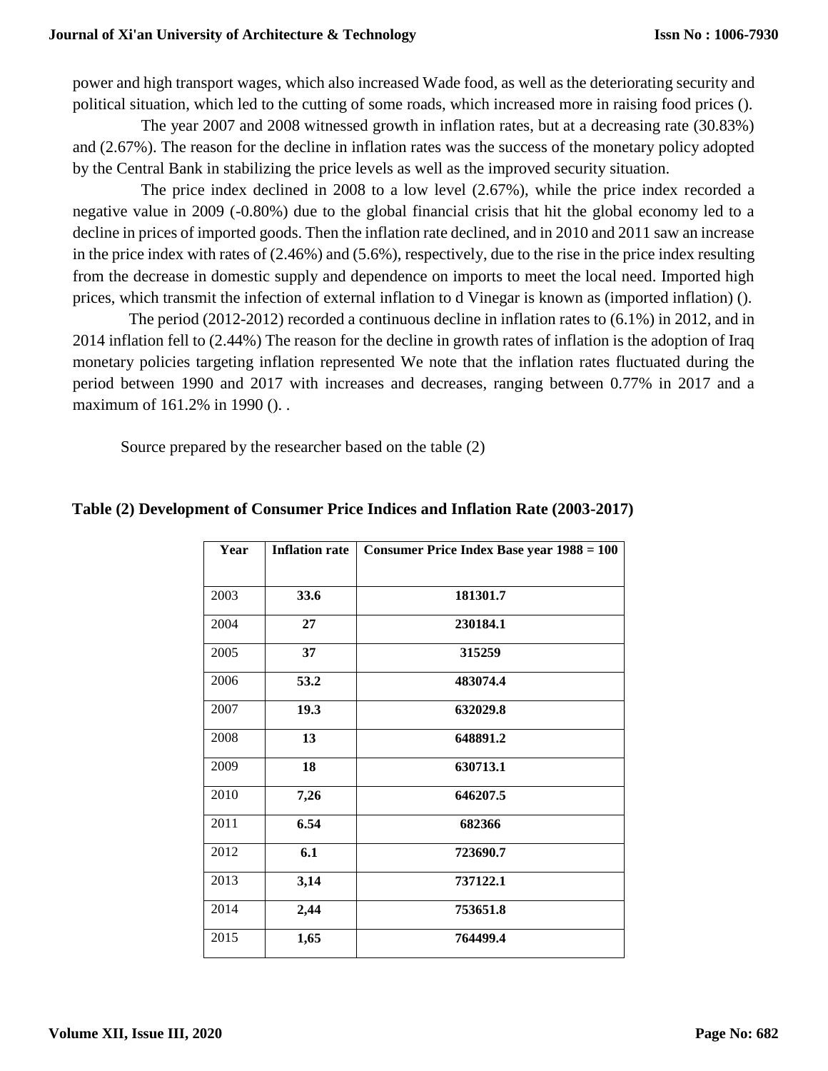power and high transport wages, which also increased Wade food, as well as the deteriorating security and political situation, which led to the cutting of some roads, which increased more in raising food prices ().

The year 2007 and 2008 witnessed growth in inflation rates, but at a decreasing rate (30.83%) and (2.67%). The reason for the decline in inflation rates was the success of the monetary policy adopted by the Central Bank in stabilizing the price levels as well as the improved security situation.

The price index declined in 2008 to a low level (2.67%), while the price index recorded a negative value in 2009 (-0.80%) due to the global financial crisis that hit the global economy led to a decline in prices of imported goods. Then the inflation rate declined, and in 2010 and 2011 saw an increase in the price index with rates of (2.46%) and (5.6%), respectively, due to the rise in the price index resulting from the decrease in domestic supply and dependence on imports to meet the local need. Imported high prices, which transmit the infection of external inflation to d Vinegar is known as (imported inflation) ().

The period (2012-2012) recorded a continuous decline in inflation rates to (6.1%) in 2012, and in 2014 inflation fell to (2.44%) The reason for the decline in growth rates of inflation is the adoption of Iraq monetary policies targeting inflation represented We note that the inflation rates fluctuated during the period between 1990 and 2017 with increases and decreases, ranging between 0.77% in 2017 and a maximum of 161.2% in 1990 (). .

Source prepared by the researcher based on the table (2)

**Table (2) Development of Consumer Price Indices and Inflation Rate (2003-2017)**

| Year | Inflation rate | Consumer Price Index Base year 1988 = 100 |
|---|---|---|
| 2003 | **33.6** | **181301.7** |
| 2004 | **27** | **230184.1** |
| 2005 | **37** | **315259** |
| 2006 | **53.2** | **483074.4** |
| 2007 | **19.3** | **632029.8** |
| 2008 | **13** | **648891.2** |
| 2009 | **18** | **630713.1** |
| 2010 | **7,26** | **646207.5** |
| 2011 | **6.54** | **682366** |
| 2012 | **6.1** | **723690.7** |
| 2013 | **3,14** | **737122.1** |
| 2014 | **2,44** | **753651.8** |
| 2015 | **1,65** | **764499.4** |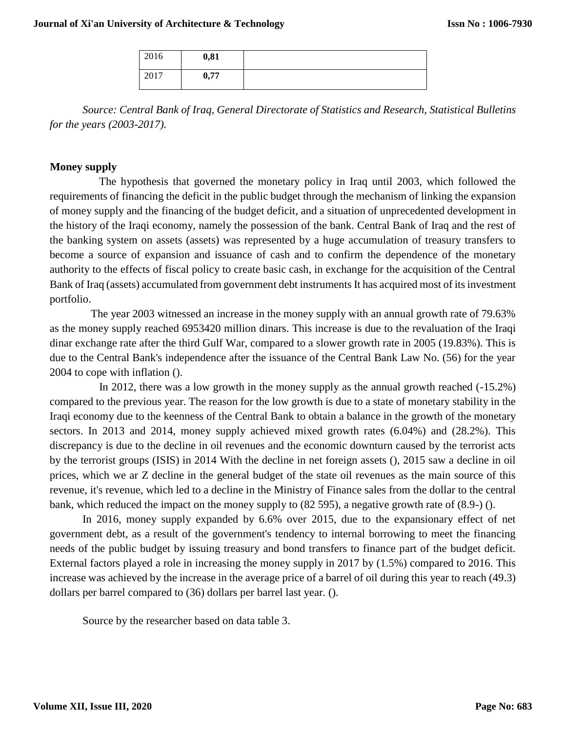| 2016 | **0,81** | |
|---|---|---|
| 2017 | **0,77** | |

*Source: Central Bank of Iraq, General Directorate of Statistics and Research, Statistical Bulletins for the years (2003-2017).*

**Money supply**

The hypothesis that governed the monetary policy in Iraq until 2003, which followed the requirements of financing the deficit in the public budget through the mechanism of linking the expansion of money supply and the financing of the budget deficit, and a situation of unprecedented development in the history of the Iraqi economy, namely the possession of the bank. Central Bank of Iraq and the rest of the banking system on assets (assets) was represented by a huge accumulation of treasury transfers to become a source of expansion and issuance of cash and to confirm the dependence of the monetary authority to the effects of fiscal policy to create basic cash, in exchange for the acquisition of the Central Bank of Iraq (assets) accumulated from government debt instruments It has acquired most of its investment portfolio.

The year 2003 witnessed an increase in the money supply with an annual growth rate of 79.63% as the money supply reached 6953420 million dinars. This increase is due to the revaluation of the Iraqi dinar exchange rate after the third Gulf War, compared to a slower growth rate in 2005 (19.83%). This is due to the Central Bank's independence after the issuance of the Central Bank Law No. (56) for the year 2004 to cope with inflation ().

In 2012, there was a low growth in the money supply as the annual growth reached (-15.2%) compared to the previous year. The reason for the low growth is due to a state of monetary stability in the Iraqi economy due to the keenness of the Central Bank to obtain a balance in the growth of the monetary sectors. In 2013 and 2014, money supply achieved mixed growth rates (6.04%) and (28.2%). This discrepancy is due to the decline in oil revenues and the economic downturn caused by the terrorist acts by the terrorist groups (ISIS) in 2014 With the decline in net foreign assets (), 2015 saw a decline in oil prices, which we ar Z decline in the general budget of the state oil revenues as the main source of this revenue, it's revenue, which led to a decline in the Ministry of Finance sales from the dollar to the central bank, which reduced the impact on the money supply to (82 595), a negative growth rate of (8.9-) ().

In 2016, money supply expanded by 6.6% over 2015, due to the expansionary effect of net government debt, as a result of the government's tendency to internal borrowing to meet the financing needs of the public budget by issuing treasury and bond transfers to finance part of the budget deficit. External factors played a role in increasing the money supply in 2017 by (1.5%) compared to 2016. This increase was achieved by the increase in the average price of a barrel of oil during this year to reach (49.3) dollars per barrel compared to (36) dollars per barrel last year. ().

Source by the researcher based on data table 3.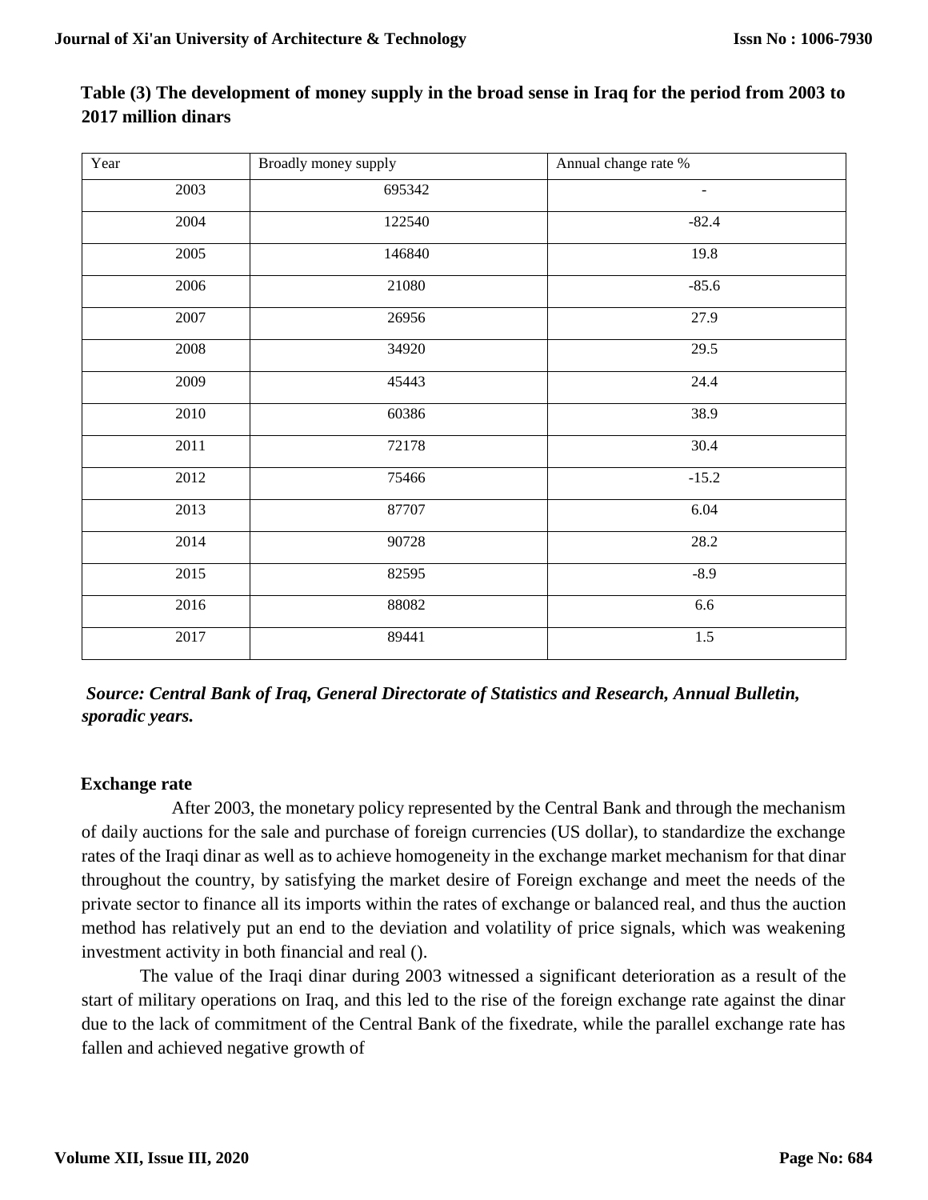**Table (3) The development of money supply in the broad sense in Iraq for the period from 2003 to 2017 million dinars**

| Year | Broadly money supply | Annual change rate % |
|---|---|---|
| 2003 | 695342 | - |
| 2004 | 122540 | -82.4 |
| 2005 | 146840 | 19.8 |
| 2006 | 21080 | -85.6 |
| 2007 | 26956 | 27.9 |
| 2008 | 34920 | 29.5 |
| 2009 | 45443 | 24.4 |
| 2010 | 60386 | 38.9 |
| 2011 | 72178 | 30.4 |
| 2012 | 75466 | -15.2 |
| 2013 | 87707 | 6.04 |
| 2014 | 90728 | 28.2 |
| 2015 | 82595 | -8.9 |
| 2016 | 88082 | 6.6 |
| 2017 | 89441 | 1.5 |

***Source: Central Bank of Iraq, General Directorate of Statistics and Research, Annual Bulletin, sporadic years.***

**Exchange rate**

After 2003, the monetary policy represented by the Central Bank and through the mechanism of daily auctions for the sale and purchase of foreign currencies (US dollar), to standardize the exchange rates of the Iraqi dinar as well as to achieve homogeneity in the exchange market mechanism for that dinar throughout the country, by satisfying the market desire of Foreign exchange and meet the needs of the private sector to finance all its imports within the rates of exchange or balanced real, and thus the auction method has relatively put an end to the deviation and volatility of price signals, which was weakening investment activity in both financial and real ().

The value of the Iraqi dinar during 2003 witnessed a significant deterioration as a result of the start of military operations on Iraq, and this led to the rise of the foreign exchange rate against the dinar due to the lack of commitment of the Central Bank of the fixedrate, while the parallel exchange rate has fallen and achieved negative growth of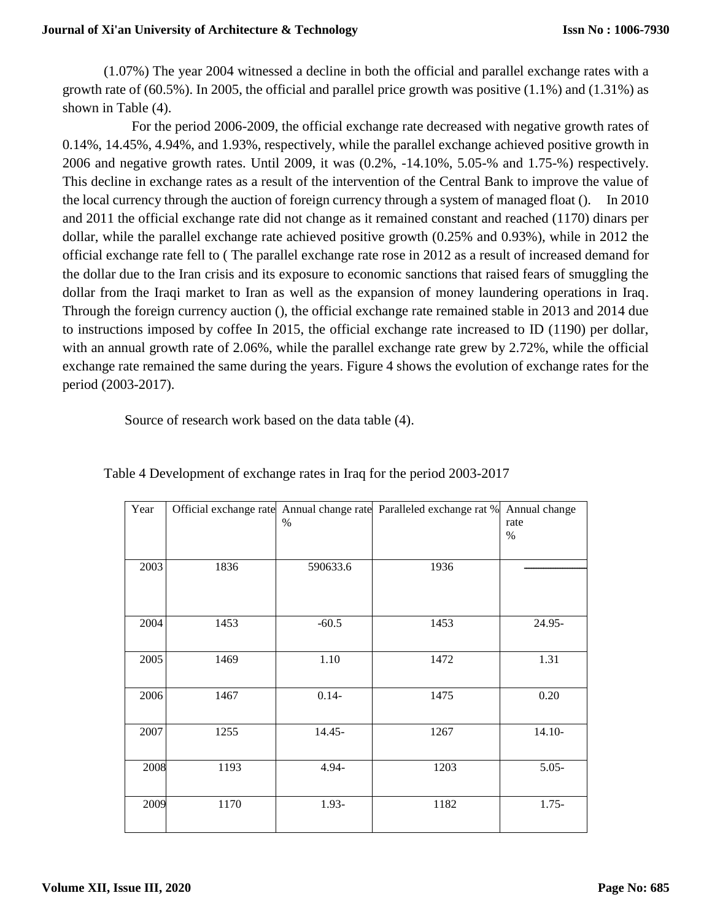(1.07%) The year 2004 witnessed a decline in both the official and parallel exchange rates with a growth rate of (60.5%). In 2005, the official and parallel price growth was positive (1.1%) and (1.31%) as shown in Table (4).

For the period 2006-2009, the official exchange rate decreased with negative growth rates of 0.14%, 14.45%, 4.94%, and 1.93%, respectively, while the parallel exchange achieved positive growth in 2006 and negative growth rates. Until 2009, it was (0.2%, -14.10%, 5.05-% and 1.75-%) respectively. This decline in exchange rates as a result of the intervention of the Central Bank to improve the value of the local currency through the auction of foreign currency through a system of managed float (). In 2010 and 2011 the official exchange rate did not change as it remained constant and reached (1170) dinars per dollar, while the parallel exchange rate achieved positive growth (0.25% and 0.93%), while in 2012 the official exchange rate fell to ( The parallel exchange rate rose in 2012 as a result of increased demand for the dollar due to the Iran crisis and its exposure to economic sanctions that raised fears of smuggling the dollar from the Iraqi market to Iran as well as the expansion of money laundering operations in Iraq. Through the foreign currency auction (), the official exchange rate remained stable in 2013 and 2014 due to instructions imposed by coffee In 2015, the official exchange rate increased to ID (1190) per dollar, with an annual growth rate of 2.06%, while the parallel exchange rate grew by 2.72%, while the official exchange rate remained the same during the years. Figure 4 shows the evolution of exchange rates for the period (2003-2017).

Source of research work based on the data table (4).

Table 4 Development of exchange rates in Iraq for the period 2003-2017

| Year | Official exchange rate | Annual change rate % | Paralleled exchange rat % | Annual change rate % |
|---|---|---|---|---|
| 2003 | 1836 | 590633.6 | 1936 | ———— |
| 2004 | 1453 | -60.5 | 1453 | 24.95- |
| 2005 | 1469 | 1.10 | 1472 | 1.31 |
| 2006 | 1467 | 0.14- | 1475 | 0.20 |
| 2007 | 1255 | 14.45- | 1267 | 14.10- |
| 2008 | 1193 | 4.94- | 1203 | 5.05- |
| 2009 | 1170 | 1.93- | 1182 | 1.75- |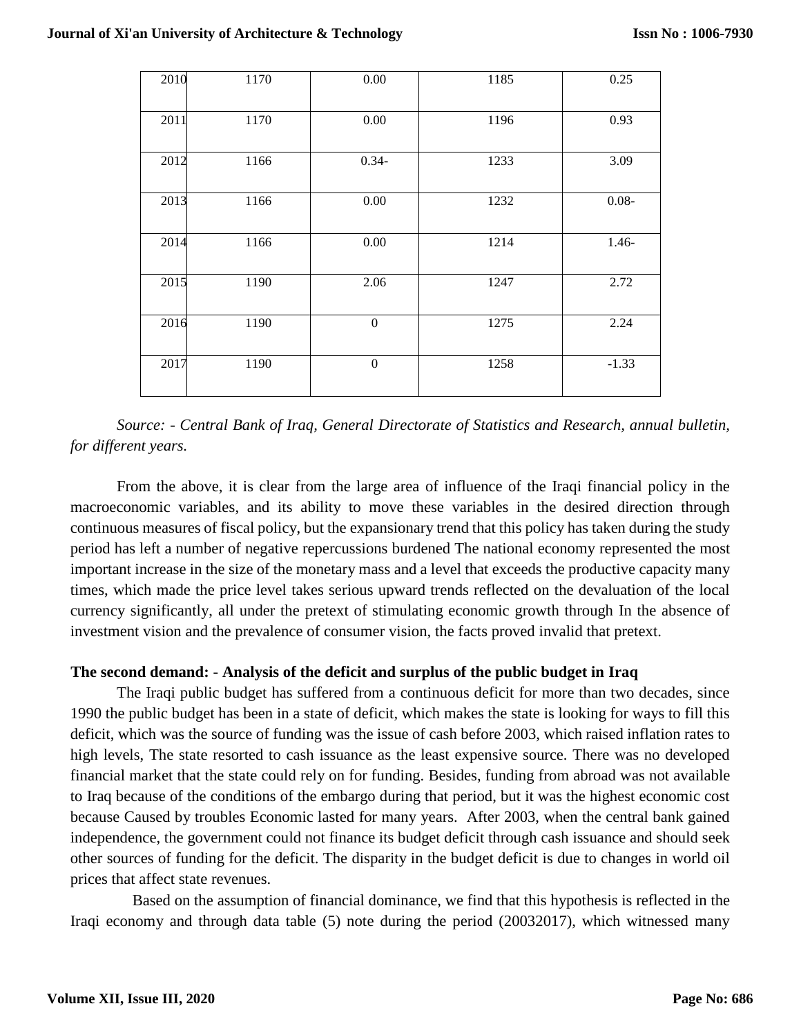| 2010 | 1170 | 0.00 | 1185 | 0.25 |
|---|---|---|---|---|
| 2011 | 1170 | 0.00 | 1196 | 0.93 |
| 2012 | 1166 | 0.34- | 1233 | 3.09 |
| 2013 | 1166 | 0.00 | 1232 | 0.08- |
| 2014 | 1166 | 0.00 | 1214 | 1.46- |
| 2015 | 1190 | 2.06 | 1247 | 2.72 |
| 2016 | 1190 | 0 | 1275 | 2.24 |
| 2017 | 1190 | 0 | 1258 | -1.33 |

*Source: - Central Bank of Iraq, General Directorate of Statistics and Research, annual bulletin, for different years.*

From the above, it is clear from the large area of influence of the Iraqi financial policy in the macroeconomic variables, and its ability to move these variables in the desired direction through continuous measures of fiscal policy, but the expansionary trend that this policy has taken during the study period has left a number of negative repercussions burdened The national economy represented the most important increase in the size of the monetary mass and a level that exceeds the productive capacity many times, which made the price level takes serious upward trends reflected on the devaluation of the local currency significantly, all under the pretext of stimulating economic growth through In the absence of investment vision and the prevalence of consumer vision, the facts proved invalid that pretext.

**The second demand: - Analysis of the deficit and surplus of the public budget in Iraq**

The Iraqi public budget has suffered from a continuous deficit for more than two decades, since 1990 the public budget has been in a state of deficit, which makes the state is looking for ways to fill this deficit, which was the source of funding was the issue of cash before 2003, which raised inflation rates to high levels, The state resorted to cash issuance as the least expensive source. There was no developed financial market that the state could rely on for funding. Besides, funding from abroad was not available to Iraq because of the conditions of the embargo during that period, but it was the highest economic cost because Caused by troubles Economic lasted for many years. After 2003, when the central bank gained independence, the government could not finance its budget deficit through cash issuance and should seek other sources of funding for the deficit. The disparity in the budget deficit is due to changes in world oil prices that affect state revenues.

Based on the assumption of financial dominance, we find that this hypothesis is reflected in the Iraqi economy and through data table (5) note during the period (20032017), which witnessed many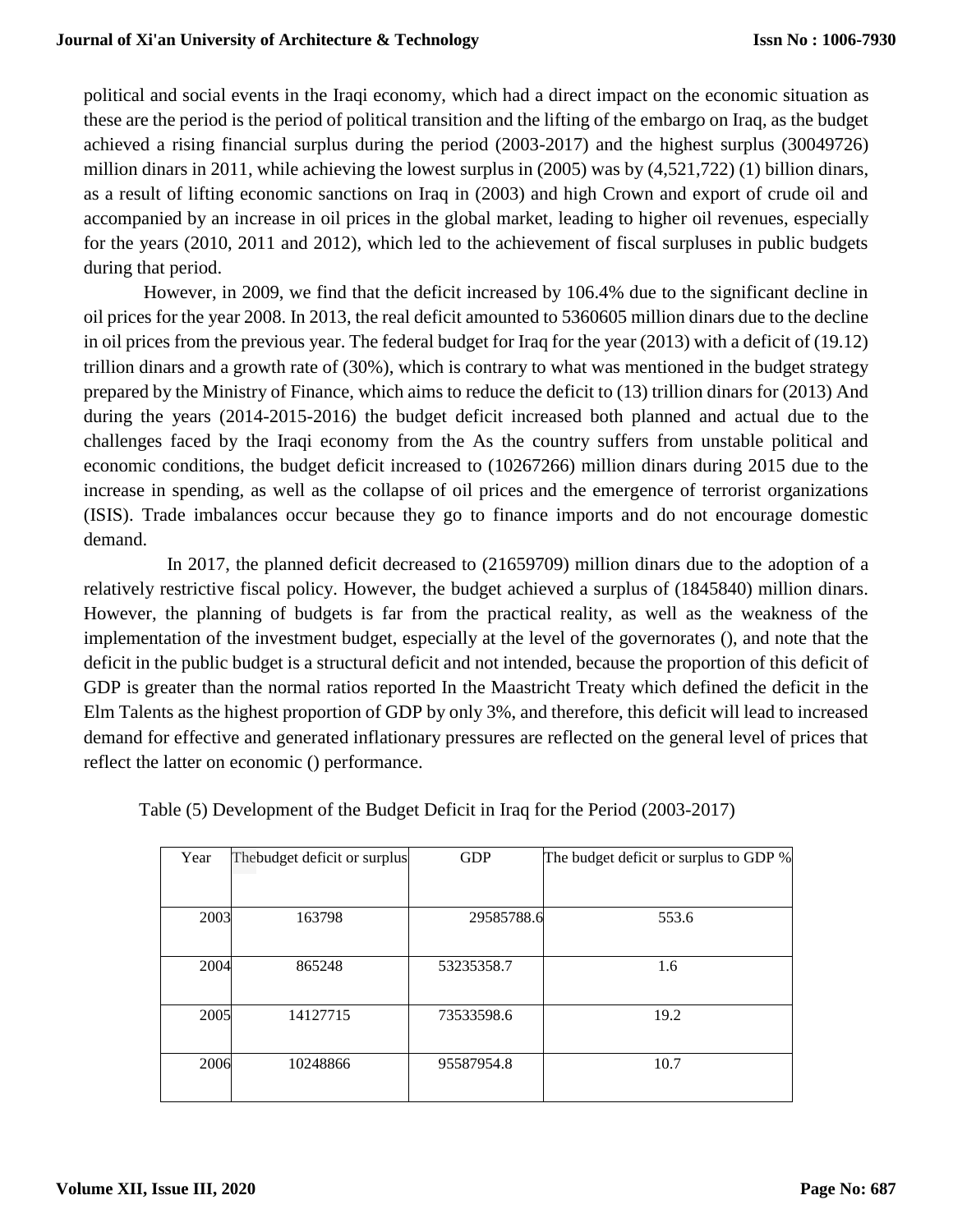political and social events in the Iraqi economy, which had a direct impact on the economic situation as these are the period is the period of political transition and the lifting of the embargo on Iraq, as the budget achieved a rising financial surplus during the period (2003-2017) and the highest surplus (30049726) million dinars in 2011, while achieving the lowest surplus in (2005) was by (4,521,722) (1) billion dinars, as a result of lifting economic sanctions on Iraq in (2003) and high Crown and export of crude oil and accompanied by an increase in oil prices in the global market, leading to higher oil revenues, especially for the years (2010, 2011 and 2012), which led to the achievement of fiscal surpluses in public budgets during that period.

However, in 2009, we find that the deficit increased by 106.4% due to the significant decline in oil prices for the year 2008. In 2013, the real deficit amounted to 5360605 million dinars due to the decline in oil prices from the previous year. The federal budget for Iraq for the year (2013) with a deficit of (19.12) trillion dinars and a growth rate of (30%), which is contrary to what was mentioned in the budget strategy prepared by the Ministry of Finance, which aims to reduce the deficit to (13) trillion dinars for (2013) And during the years (2014-2015-2016) the budget deficit increased both planned and actual due to the challenges faced by the Iraqi economy from the As the country suffers from unstable political and economic conditions, the budget deficit increased to (10267266) million dinars during 2015 due to the increase in spending, as well as the collapse of oil prices and the emergence of terrorist organizations (ISIS). Trade imbalances occur because they go to finance imports and do not encourage domestic demand.

In 2017, the planned deficit decreased to (21659709) million dinars due to the adoption of a relatively restrictive fiscal policy. However, the budget achieved a surplus of (1845840) million dinars. However, the planning of budgets is far from the practical reality, as well as the weakness of the implementation of the investment budget, especially at the level of the governorates (), and note that the deficit in the public budget is a structural deficit and not intended, because the proportion of this deficit of GDP is greater than the normal ratios reported In the Maastricht Treaty which defined the deficit in the Elm Talents as the highest proportion of GDP by only 3%, and therefore, this deficit will lead to increased demand for effective and generated inflationary pressures are reflected on the general level of prices that reflect the latter on economic () performance.

Table (5) Development of the Budget Deficit in Iraq for the Period (2003-2017)

| Year | Thebudget deficit or surplus | GDP | The budget deficit or surplus to GDP % |
|---|---|---|---|
| 2003 | 163798 | 29585788.6 | 553.6 |
| 2004 | 865248 | 53235358.7 | 1.6 |
| 2005 | 14127715 | 73533598.6 | 19.2 |
| 2006 | 10248866 | 95587954.8 | 10.7 |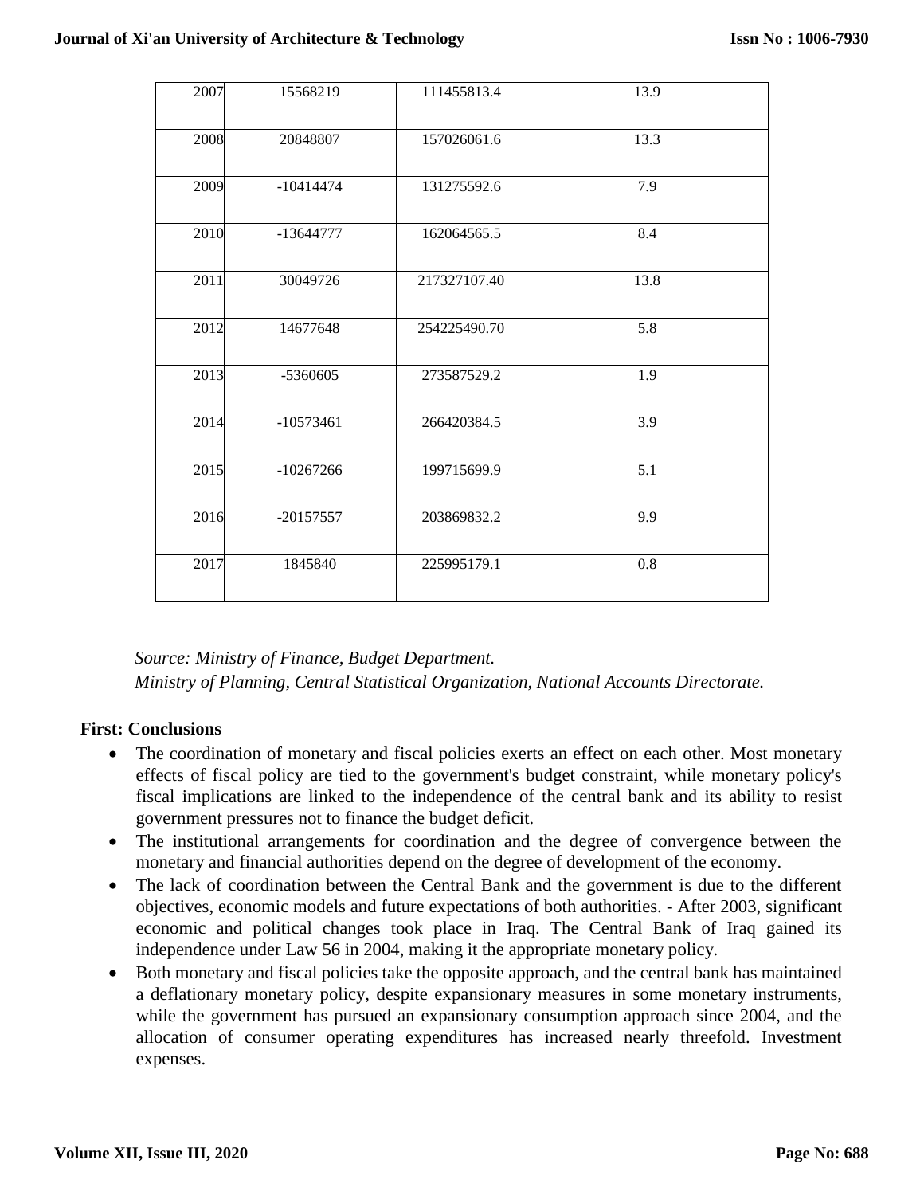| | | | |
|---|---|---|---|
| 2007 | 15568219 | 111455813.4 | 13.9 |
| 2008 | 20848807 | 157026061.6 | 13.3 |
| 2009 | -10414474 | 131275592.6 | 7.9 |
| 2010 | -13644777 | 162064565.5 | 8.4 |
| 2011 | 30049726 | 217327107.40 | 13.8 |
| 2012 | 14677648 | 254225490.70 | 5.8 |
| 2013 | -5360605 | 273587529.2 | 1.9 |
| 2014 | -10573461 | 266420384.5 | 3.9 |
| 2015 | -10267266 | 199715699.9 | 5.1 |
| 2016 | -20157557 | 203869832.2 | 9.9 |
| 2017 | 1845840 | 225995179.1 | 0.8 |

*Source: Ministry of Finance, Budget Department.*
*Ministry of Planning, Central Statistical Organization, National Accounts Directorate.*

**First: Conclusions**

- The coordination of monetary and fiscal policies exerts an effect on each other. Most monetary effects of fiscal policy are tied to the government's budget constraint, while monetary policy's fiscal implications are linked to the independence of the central bank and its ability to resist government pressures not to finance the budget deficit.
- The institutional arrangements for coordination and the degree of convergence between the monetary and financial authorities depend on the degree of development of the economy.
- The lack of coordination between the Central Bank and the government is due to the different objectives, economic models and future expectations of both authorities. - After 2003, significant economic and political changes took place in Iraq. The Central Bank of Iraq gained its independence under Law 56 in 2004, making it the appropriate monetary policy.
- Both monetary and fiscal policies take the opposite approach, and the central bank has maintained a deflationary monetary policy, despite expansionary measures in some monetary instruments, while the government has pursued an expansionary consumption approach since 2004, and the allocation of consumer operating expenditures has increased nearly threefold. Investment expenses.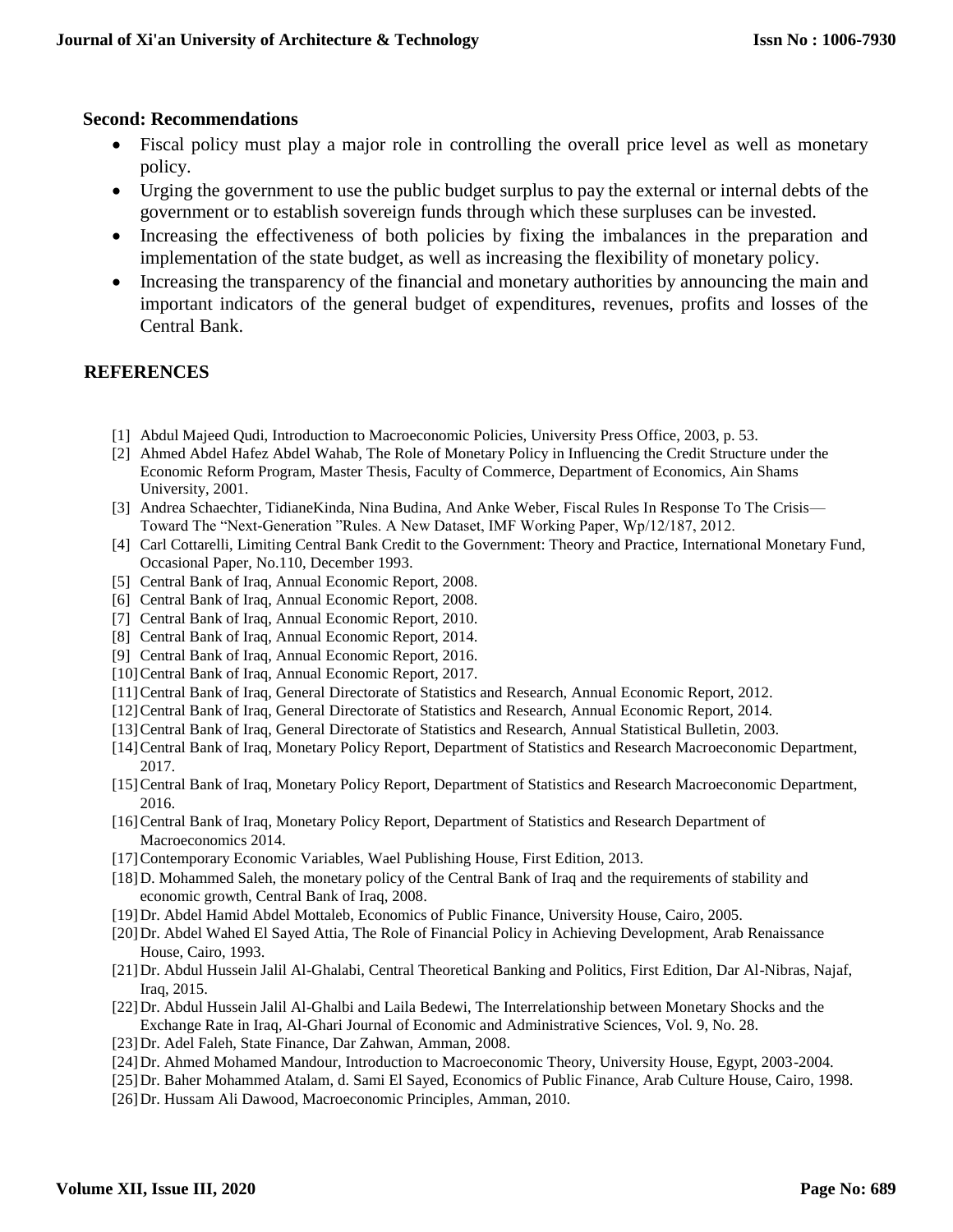### Second: Recommendations

- Fiscal policy must play a major role in controlling the overall price level as well as monetary policy.
- Urging the government to use the public budget surplus to pay the external or internal debts of the government or to establish sovereign funds through which these surpluses can be invested.
- Increasing the effectiveness of both policies by fixing the imbalances in the preparation and implementation of the state budget, as well as increasing the flexibility of monetary policy.
- Increasing the transparency of the financial and monetary authorities by announcing the main and important indicators of the general budget of expenditures, revenues, profits and losses of the Central Bank.

## REFERENCES

[1] Abdul Majeed Qudi, Introduction to Macroeconomic Policies, University Press Office, 2003, p. 53.

[2] Ahmed Abdel Hafez Abdel Wahab, The Role of Monetary Policy in Influencing the Credit Structure under the Economic Reform Program, Master Thesis, Faculty of Commerce, Department of Economics, Ain Shams University, 2001.

[3] Andrea Schaechter, TidianeKinda, Nina Budina, And Anke Weber, Fiscal Rules In Response To The Crisis— Toward The "Next-Generation "Rules. A New Dataset, IMF Working Paper, Wp/12/187, 2012.

[4] Carl Cottarelli, Limiting Central Bank Credit to the Government: Theory and Practice, International Monetary Fund, Occasional Paper, No.110, December 1993.

[5] Central Bank of Iraq, Annual Economic Report, 2008.

[6] Central Bank of Iraq, Annual Economic Report, 2008.

[7] Central Bank of Iraq, Annual Economic Report, 2010.

[8] Central Bank of Iraq, Annual Economic Report, 2014.

[9] Central Bank of Iraq, Annual Economic Report, 2016.

[10] Central Bank of Iraq, Annual Economic Report, 2017.

[11] Central Bank of Iraq, General Directorate of Statistics and Research, Annual Economic Report, 2012.

[12] Central Bank of Iraq, General Directorate of Statistics and Research, Annual Economic Report, 2014.

[13] Central Bank of Iraq, General Directorate of Statistics and Research, Annual Statistical Bulletin, 2003.

[14] Central Bank of Iraq, Monetary Policy Report, Department of Statistics and Research Macroeconomic Department, 2017.

[15] Central Bank of Iraq, Monetary Policy Report, Department of Statistics and Research Macroeconomic Department, 2016.

[16] Central Bank of Iraq, Monetary Policy Report, Department of Statistics and Research Department of Macroeconomics 2014.

[17] Contemporary Economic Variables, Wael Publishing House, First Edition, 2013.

[18] D. Mohammed Saleh, the monetary policy of the Central Bank of Iraq and the requirements of stability and economic growth, Central Bank of Iraq, 2008.

[19] Dr. Abdel Hamid Abdel Mottaleb, Economics of Public Finance, University House, Cairo, 2005.

[20] Dr. Abdel Wahed El Sayed Attia, The Role of Financial Policy in Achieving Development, Arab Renaissance House, Cairo, 1993.

[21] Dr. Abdul Hussein Jalil Al-Ghalabi, Central Theoretical Banking and Politics, First Edition, Dar Al-Nibras, Najaf, Iraq, 2015.

[22] Dr. Abdul Hussein Jalil Al-Ghalbi and Laila Bedewi, The Interrelationship between Monetary Shocks and the Exchange Rate in Iraq, Al-Ghari Journal of Economic and Administrative Sciences, Vol. 9, No. 28.

[23] Dr. Adel Faleh, State Finance, Dar Zahwan, Amman, 2008.

[24] Dr. Ahmed Mohamed Mandour, Introduction to Macroeconomic Theory, University House, Egypt, 2003-2004.

[25] Dr. Baher Mohammed Atalam, d. Sami El Sayed, Economics of Public Finance, Arab Culture House, Cairo, 1998.

[26] Dr. Hussam Ali Dawood, Macroeconomic Principles, Amman, 2010.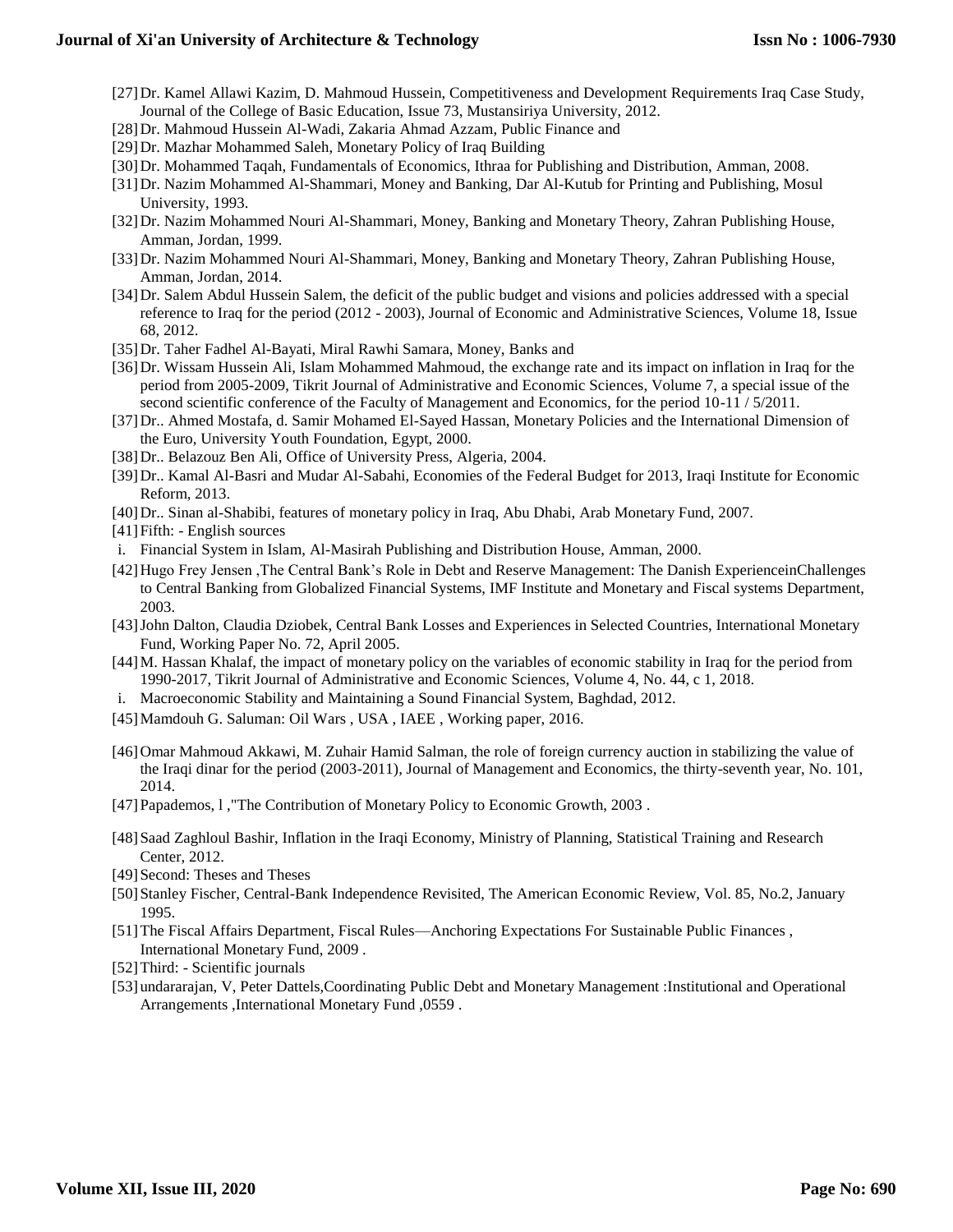[27] Dr. Kamel Allawi Kazim, D. Mahmoud Hussein, Competitiveness and Development Requirements Iraq Case Study, Journal of the College of Basic Education, Issue 73, Mustansiriya University, 2012.

[28] Dr. Mahmoud Hussein Al-Wadi, Zakaria Ahmad Azzam, Public Finance and

[29] Dr. Mazhar Mohammed Saleh, Monetary Policy of Iraq Building

[30] Dr. Mohammed Taqah, Fundamentals of Economics, Ithraa for Publishing and Distribution, Amman, 2008.

[31] Dr. Nazim Mohammed Al-Shammari, Money and Banking, Dar Al-Kutub for Printing and Publishing, Mosul University, 1993.

[32] Dr. Nazim Mohammed Nouri Al-Shammari, Money, Banking and Monetary Theory, Zahran Publishing House, Amman, Jordan, 1999.

[33] Dr. Nazim Mohammed Nouri Al-Shammari, Money, Banking and Monetary Theory, Zahran Publishing House, Amman, Jordan, 2014.

[34] Dr. Salem Abdul Hussein Salem, the deficit of the public budget and visions and policies addressed with a special reference to Iraq for the period (2012 - 2003), Journal of Economic and Administrative Sciences, Volume 18, Issue 68, 2012.

[35] Dr. Taher Fadhel Al-Bayati, Miral Rawhi Samara, Money, Banks and

[36] Dr. Wissam Hussein Ali, Islam Mohammed Mahmoud, the exchange rate and its impact on inflation in Iraq for the period from 2005-2009, Tikrit Journal of Administrative and Economic Sciences, Volume 7, a special issue of the second scientific conference of the Faculty of Management and Economics, for the period 10-11 / 5/2011.

[37] Dr.. Ahmed Mostafa, d. Samir Mohamed El-Sayed Hassan, Monetary Policies and the International Dimension of the Euro, University Youth Foundation, Egypt, 2000.

[38] Dr.. Belazouz Ben Ali, Office of University Press, Algeria, 2004.

[39] Dr.. Kamal Al-Basri and Mudar Al-Sabahi, Economies of the Federal Budget for 2013, Iraqi Institute for Economic Reform, 2013.

[40] Dr.. Sinan al-Shabibi, features of monetary policy in Iraq, Abu Dhabi, Arab Monetary Fund, 2007.

[41] Fifth: - English sources

i. Financial System in Islam, Al-Masirah Publishing and Distribution House, Amman, 2000.

[42] Hugo Frey Jensen ,The Central Bank's Role in Debt and Reserve Management: The Danish ExperienceinChallenges to Central Banking from Globalized Financial Systems, IMF Institute and Monetary and Fiscal systems Department, 2003.

[43] John Dalton, Claudia Dziobek, Central Bank Losses and Experiences in Selected Countries, International Monetary Fund, Working Paper No. 72, April 2005.

[44] M. Hassan Khalaf, the impact of monetary policy on the variables of economic stability in Iraq for the period from 1990-2017, Tikrit Journal of Administrative and Economic Sciences, Volume 4, No. 44, c 1, 2018.

i. Macroeconomic Stability and Maintaining a Sound Financial System, Baghdad, 2012.

[45] Mamdouh G. Saluman: Oil Wars , USA , IAEE , Working paper, 2016.

[46] Omar Mahmoud Akkawi, M. Zuhair Hamid Salman, the role of foreign currency auction in stabilizing the value of the Iraqi dinar for the period (2003-2011), Journal of Management and Economics, the thirty-seventh year, No. 101, 2014.

[47] Papademos, l ,"The Contribution of Monetary Policy to Economic Growth, 2003 .

[48] Saad Zaghloul Bashir, Inflation in the Iraqi Economy, Ministry of Planning, Statistical Training and Research Center, 2012.

[49] Second: Theses and Theses

[50] Stanley Fischer, Central-Bank Independence Revisited, The American Economic Review, Vol. 85, No.2, January 1995.

[51] The Fiscal Affairs Department, Fiscal Rules—Anchoring Expectations For Sustainable Public Finances , International Monetary Fund, 2009 .

[52] Third: - Scientific journals

[53] undararajan, V, Peter Dattels,Coordinating Public Debt and Monetary Management :Institutional and Operational Arrangements ,International Monetary Fund ,0559 .